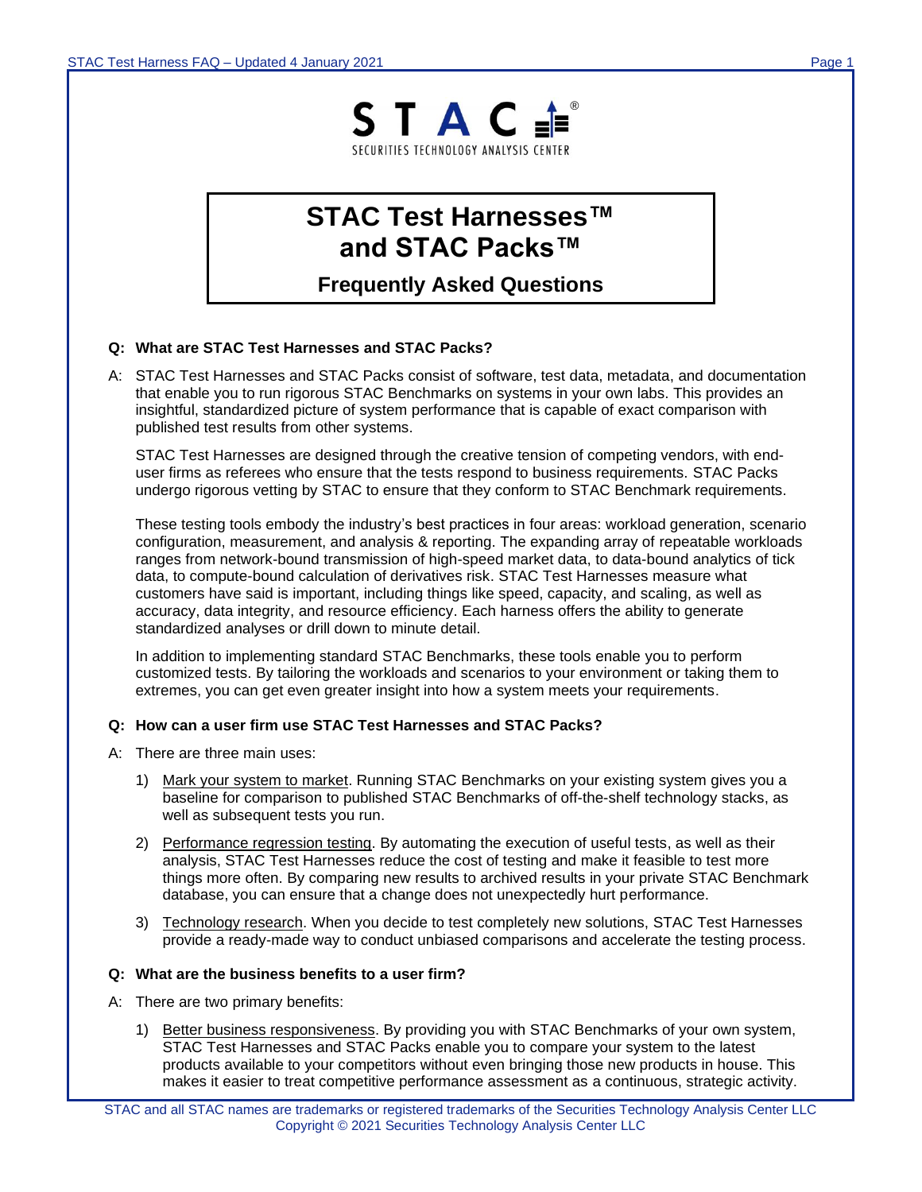STAC®

SECURITIES TECHNOLOGY ANALYSIS CENTER

# STAC Test Harnesses™ and STAC Packs™

## Frequently Asked Questions

**Q: What are STAC Test Harnesses and STAC Packs?**

A: STAC Test Harnesses and STAC Packs consist of software, test data, metadata, and documentation that enable you to run rigorous STAC Benchmarks on systems in your own labs. This provides an insightful, standardized picture of system performance that is capable of exact comparison with published test results from other systems.

STAC Test Harnesses are designed through the creative tension of competing vendors, with end-user firms as referees who ensure that the tests respond to business requirements. STAC Packs undergo rigorous vetting by STAC to ensure that they conform to STAC Benchmark requirements.

These testing tools embody the industry's best practices in four areas: workload generation, scenario configuration, measurement, and analysis & reporting. The expanding array of repeatable workloads ranges from network-bound transmission of high-speed market data, to data-bound analytics of tick data, to compute-bound calculation of derivatives risk. STAC Test Harnesses measure what customers have said is important, including things like speed, capacity, and scaling, as well as accuracy, data integrity, and resource efficiency. Each harness offers the ability to generate standardized analyses or drill down to minute detail.

In addition to implementing standard STAC Benchmarks, these tools enable you to perform customized tests. By tailoring the workloads and scenarios to your environment or taking them to extremes, you can get even greater insight into how a system meets your requirements.

**Q: How can a user firm use STAC Test Harnesses and STAC Packs?**

A: There are three main uses:

1) Mark your system to market. Running STAC Benchmarks on your existing system gives you a baseline for comparison to published STAC Benchmarks of off-the-shelf technology stacks, as well as subsequent tests you run.

2) Performance regression testing. By automating the execution of useful tests, as well as their analysis, STAC Test Harnesses reduce the cost of testing and make it feasible to test more things more often. By comparing new results to archived results in your private STAC Benchmark database, you can ensure that a change does not unexpectedly hurt performance.

3) Technology research. When you decide to test completely new solutions, STAC Test Harnesses provide a ready-made way to conduct unbiased comparisons and accelerate the testing process.

**Q: What are the business benefits to a user firm?**

A: There are two primary benefits:

1) Better business responsiveness. By providing you with STAC Benchmarks of your own system, STAC Test Harnesses and STAC Packs enable you to compare your system to the latest products available to your competitors without even bringing those new products in house. This makes it easier to treat competitive performance assessment as a continuous, strategic activity.

STAC and all STAC names are trademarks or registered trademarks of the Securities Technology Analysis Center LLC
Copyright © 2021 Securities Technology Analysis Center LLC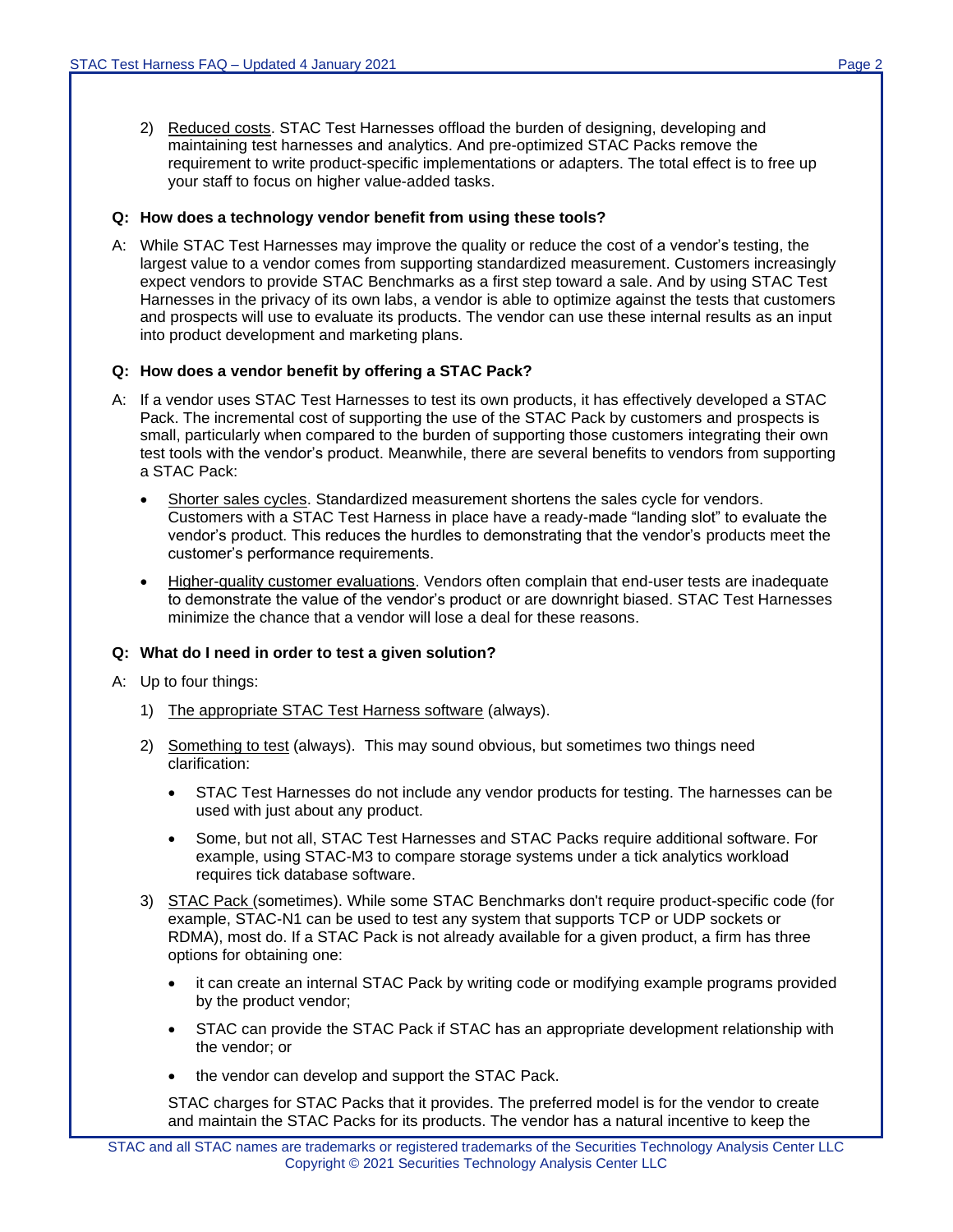2) Reduced costs. STAC Test Harnesses offload the burden of designing, developing and maintaining test harnesses and analytics. And pre-optimized STAC Packs remove the requirement to write product-specific implementations or adapters. The total effect is to free up your staff to focus on higher value-added tasks.

**Q: How does a technology vendor benefit from using these tools?**

A: While STAC Test Harnesses may improve the quality or reduce the cost of a vendor's testing, the largest value to a vendor comes from supporting standardized measurement. Customers increasingly expect vendors to provide STAC Benchmarks as a first step toward a sale. And by using STAC Test Harnesses in the privacy of its own labs, a vendor is able to optimize against the tests that customers and prospects will use to evaluate its products. The vendor can use these internal results as an input into product development and marketing plans.

**Q: How does a vendor benefit by offering a STAC Pack?**

A: If a vendor uses STAC Test Harnesses to test its own products, it has effectively developed a STAC Pack. The incremental cost of supporting the use of the STAC Pack by customers and prospects is small, particularly when compared to the burden of supporting those customers integrating their own test tools with the vendor's product. Meanwhile, there are several benefits to vendors from supporting a STAC Pack:

- Shorter sales cycles. Standardized measurement shortens the sales cycle for vendors. Customers with a STAC Test Harness in place have a ready-made "landing slot" to evaluate the vendor's product. This reduces the hurdles to demonstrating that the vendor's products meet the customer's performance requirements.
- Higher-quality customer evaluations. Vendors often complain that end-user tests are inadequate to demonstrate the value of the vendor's product or are downright biased. STAC Test Harnesses minimize the chance that a vendor will lose a deal for these reasons.

**Q: What do I need in order to test a given solution?**

A: Up to four things:

1) The appropriate STAC Test Harness software (always).

2) Something to test (always). This may sound obvious, but sometimes two things need clarification:
   - STAC Test Harnesses do not include any vendor products for testing. The harnesses can be used with just about any product.
   - Some, but not all, STAC Test Harnesses and STAC Packs require additional software. For example, using STAC-M3 to compare storage systems under a tick analytics workload requires tick database software.

3) STAC Pack (sometimes). While some STAC Benchmarks don't require product-specific code (for example, STAC-N1 can be used to test any system that supports TCP or UDP sockets or RDMA), most do. If a STAC Pack is not already available for a given product, a firm has three options for obtaining one:
   - it can create an internal STAC Pack by writing code or modifying example programs provided by the product vendor;
   - STAC can provide the STAC Pack if STAC has an appropriate development relationship with the vendor; or
   - the vendor can develop and support the STAC Pack.

   STAC charges for STAC Packs that it provides. The preferred model is for the vendor to create and maintain the STAC Packs for its products. The vendor has a natural incentive to keep the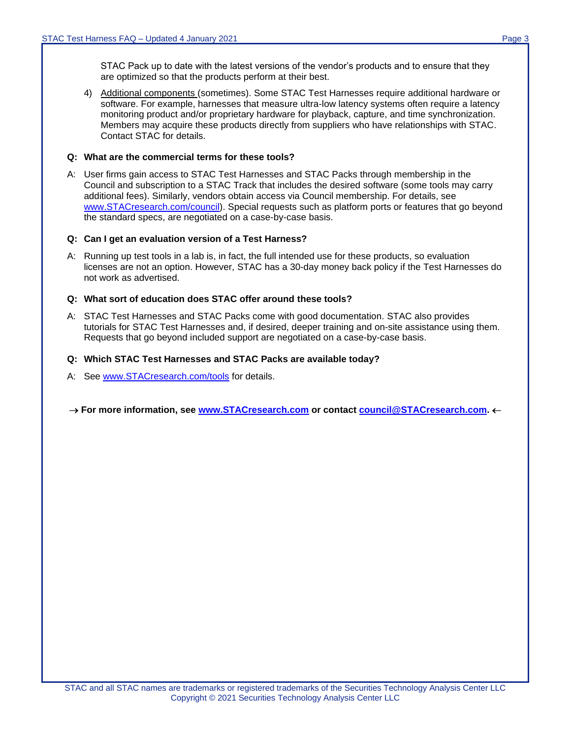STAC Pack up to date with the latest versions of the vendor's products and to ensure that they are optimized so that the products perform at their best.

4) Additional components (sometimes). Some STAC Test Harnesses require additional hardware or software. For example, harnesses that measure ultra-low latency systems often require a latency monitoring product and/or proprietary hardware for playback, capture, and time synchronization. Members may acquire these products directly from suppliers who have relationships with STAC. Contact STAC for details.

**Q: What are the commercial terms for these tools?**

A: User firms gain access to STAC Test Harnesses and STAC Packs through membership in the Council and subscription to a STAC Track that includes the desired software (some tools may carry additional fees). Similarly, vendors obtain access via Council membership. For details, see [www.STACresearch.com/council](www.STACresearch.com/council)). Special requests such as platform ports or features that go beyond the standard specs, are negotiated on a case-by-case basis.

**Q: Can I get an evaluation version of a Test Harness?**

A: Running up test tools in a lab is, in fact, the full intended use for these products, so evaluation licenses are not an option. However, STAC has a 30-day money back policy if the Test Harnesses do not work as advertised.

**Q: What sort of education does STAC offer around these tools?**

A: STAC Test Harnesses and STAC Packs come with good documentation. STAC also provides tutorials for STAC Test Harnesses and, if desired, deeper training and on-site assistance using them. Requests that go beyond included support are negotiated on a case-by-case basis.

**Q: Which STAC Test Harnesses and STAC Packs are available today?**

A: See [www.STACresearch.com/tools](www.STACresearch.com/tools) for details.

**→ For more information, see [www.STACresearch.com](www.STACresearch.com) or contact [council@STACresearch.com](mailto:council@STACresearch.com). ←**

STAC and all STAC names are trademarks or registered trademarks of the Securities Technology Analysis Center LLC
Copyright © 2021 Securities Technology Analysis Center LLC